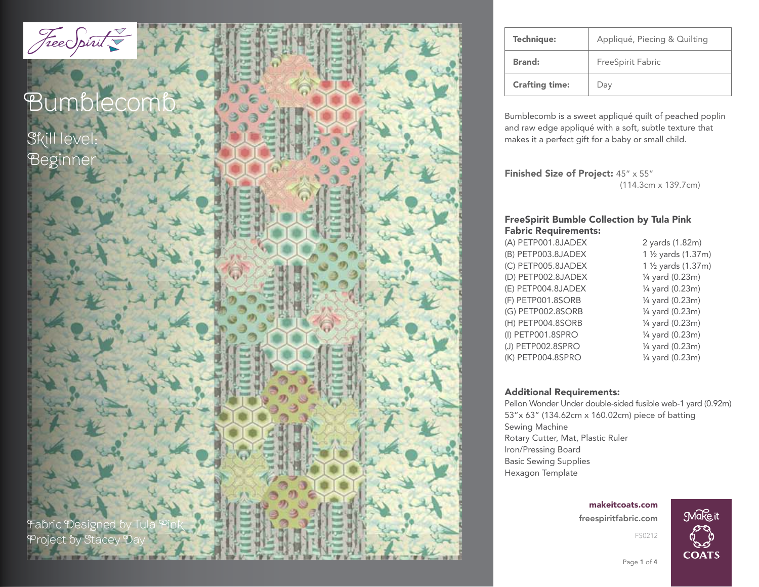# Bumblecomb

Skill level: Beginner

Fabric Designed by Tula Pink
Project by Stacey Day

| Technique: | Appliqué, Piecing & Quilting |
|---|---|
| Brand: | FreeSpirit Fabric |
| Crafting time: | Day |

Bumblecomb is a sweet appliqué quilt of peached poplin and raw edge appliqué with a soft, subtle texture that makes it a perfect gift for a baby or small child.

**Finished Size of Project:** 45" x 55" (114.3cm x 139.7cm)

## FreeSpirit Bumble Collection by Tula Pink Fabric Requirements:

| Fabric | Amount |
|---|---|
| (A) PETP001.8JADEX | 2 yards (1.82m) |
| (B) PETP003.8JADEX | 1 ½ yards (1.37m) |
| (C) PETP005.8JADEX | 1 ½ yards (1.37m) |
| (D) PETP002.8JADEX | ¼ yard (0.23m) |
| (E) PETP004.8JADEX | ¼ yard (0.23m) |
| (F) PETP001.8SORB | ¼ yard (0.23m) |
| (G) PETP002.8SORB | ¼ yard (0.23m) |
| (H) PETP004.8SORB | ¼ yard (0.23m) |
| (I) PETP001.8SPRO | ¼ yard (0.23m) |
| (J) PETP002.8SPRO | ¼ yard (0.23m) |
| (K) PETP004.8SPRO | ¼ yard (0.23m) |

## Additional Requirements:

- Pellon Wonder Under double-sided fusible web-1 yard (0.92m)
- 53"x 63" (134.62cm x 160.02cm) piece of batting
- Sewing Machine
- Rotary Cutter, Mat, Plastic Ruler
- Iron/Pressing Board
- Basic Sewing Supplies
- Hexagon Template

makeitcoats.com
freespiritfabric.com

FS0212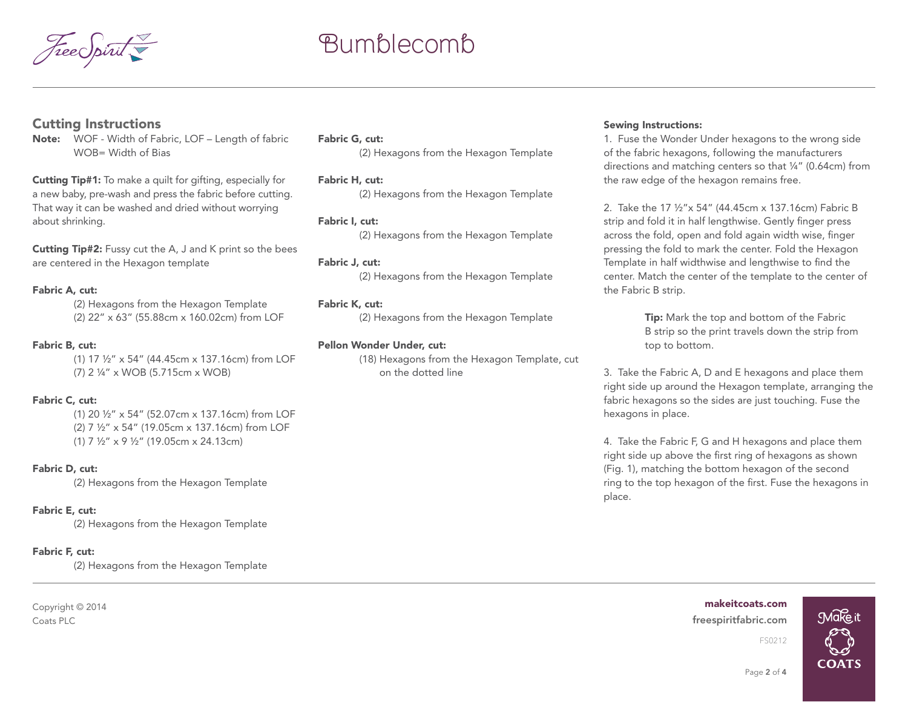## Cutting Instructions

**Note:** WOF - Width of Fabric, LOF – Length of fabric
WOB= Width of Bias

**Cutting Tip#1:** To make a quilt for gifting, especially for a new baby, pre-wash and press the fabric before cutting. That way it can be washed and dried without worrying about shrinking.

**Cutting Tip#2:** Fussy cut the A, J and K print so the bees are centered in the Hexagon template

**Fabric A, cut:**
(2) Hexagons from the Hexagon Template
(2) 22" x 63" (55.88cm x 160.02cm) from LOF

**Fabric B, cut:**
(1) 17 ½" x 54" (44.45cm x 137.16cm) from LOF
(7) 2 ¼" x WOB (5.715cm x WOB)

**Fabric C, cut:**
(1) 20 ½" x 54" (52.07cm x 137.16cm) from LOF
(2) 7 ½" x 54" (19.05cm x 137.16cm) from LOF
(1) 7 ½" x 9 ½" (19.05cm x 24.13cm)

**Fabric D, cut:**
(2) Hexagons from the Hexagon Template

**Fabric E, cut:**
(2) Hexagons from the Hexagon Template

**Fabric F, cut:**
(2) Hexagons from the Hexagon Template

**Fabric G, cut:**
(2) Hexagons from the Hexagon Template

**Fabric H, cut:**
(2) Hexagons from the Hexagon Template

**Fabric I, cut:**
(2) Hexagons from the Hexagon Template

**Fabric J, cut:**
(2) Hexagons from the Hexagon Template

**Fabric K, cut:**
(2) Hexagons from the Hexagon Template

**Pellon Wonder Under, cut:**
(18) Hexagons from the Hexagon Template, cut on the dotted line

**Sewing Instructions:**

1. Fuse the Wonder Under hexagons to the wrong side of the fabric hexagons, following the manufacturers directions and matching centers so that ¼" (0.64cm) from the raw edge of the hexagon remains free.

2. Take the 17 ½"x 54" (44.45cm x 137.16cm) Fabric B strip and fold it in half lengthwise. Gently finger press across the fold, open and fold again width wise, finger pressing the fold to mark the center. Fold the Hexagon Template in half widthwise and lengthwise to find the center. Match the center of the template to the center of the Fabric B strip.

> **Tip:** Mark the top and bottom of the Fabric B strip so the print travels down the strip from top to bottom.

3. Take the Fabric A, D and E hexagons and place them right side up around the Hexagon template, arranging the fabric hexagons so the sides are just touching. Fuse the hexagons in place.

4. Take the Fabric F, G and H hexagons and place them right side up above the first ring of hexagons as shown (Fig. 1), matching the bottom hexagon of the second ring to the top hexagon of the first. Fuse the hexagons in place.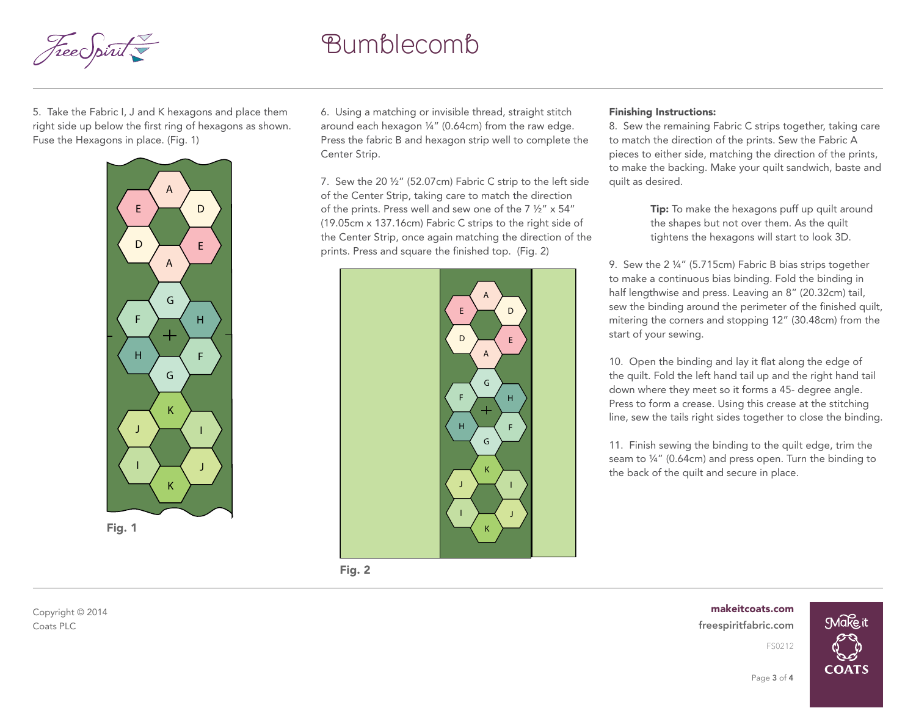5. Take the Fabric I, J and K hexagons and place them right side up below the first ring of hexagons as shown. Fuse the Hexagons in place. (Fig. 1)

Fig. 1

6. Using a matching or invisible thread, straight stitch around each hexagon ¼" (0.64cm) from the raw edge. Press the fabric B and hexagon strip well to complete the Center Strip.

7. Sew the 20 ½" (52.07cm) Fabric C strip to the left side of the Center Strip, taking care to match the direction of the prints. Press well and sew one of the 7 ½" x 54" (19.05cm x 137.16cm) Fabric C strips to the right side of the Center Strip, once again matching the direction of the prints. Press and square the finished top. (Fig. 2)

Fig. 2

**Finishing Instructions:**

8. Sew the remaining Fabric C strips together, taking care to match the direction of the prints. Sew the Fabric A pieces to either side, matching the direction of the prints, to make the backing. Make your quilt sandwich, baste and quilt as desired.

> **Tip:** To make the hexagons puff up quilt around the shapes but not over them. As the quilt tightens the hexagons will start to look 3D.

9. Sew the 2 ¼" (5.715cm) Fabric B bias strips together to make a continuous bias binding. Fold the binding in half lengthwise and press. Leaving an 8" (20.32cm) tail, sew the binding around the perimeter of the finished quilt, mitering the corners and stopping 12" (30.48cm) from the start of your sewing.

10. Open the binding and lay it flat along the edge of the quilt. Fold the left hand tail up and the right hand tail down where they meet so it forms a 45- degree angle. Press to form a crease. Using this crease at the stitching line, sew the tails right sides together to close the binding.

11. Finish sewing the binding to the quilt edge, trim the seam to ¼" (0.64cm) and press open. Turn the binding to the back of the quilt and secure in place.

Copyright © 2014
Coats PLC

makeitcoats.com
freespiritfabric.com
FS0212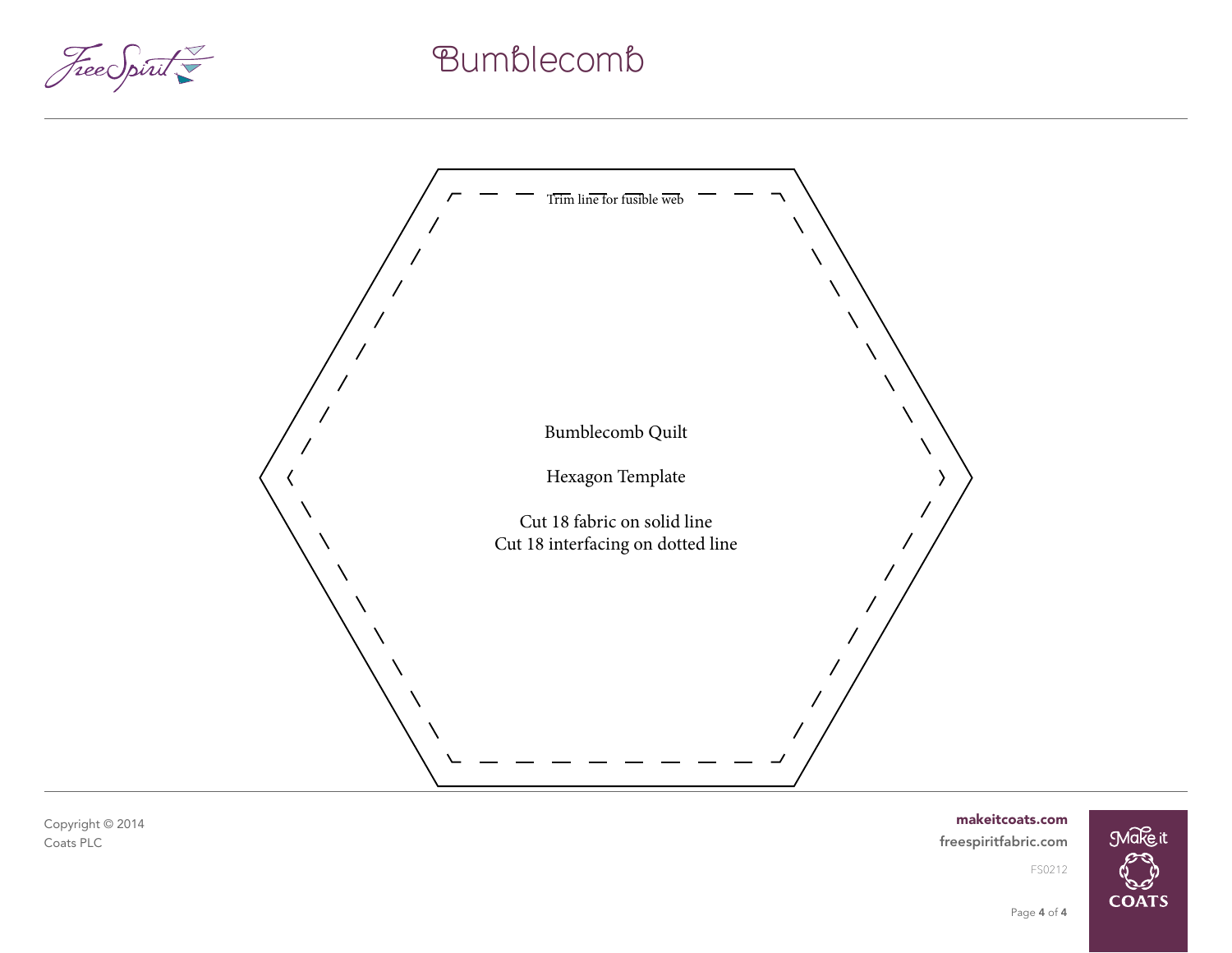Trim line for fusible web

Bumblecomb Quilt

Hexagon Template

Cut 18 fabric on solid line
Cut 18 interfacing on dotted line

Copyright © 2014
Coats PLC

**makeitcoats.com**
**freespiritfabric.com**

FS0212